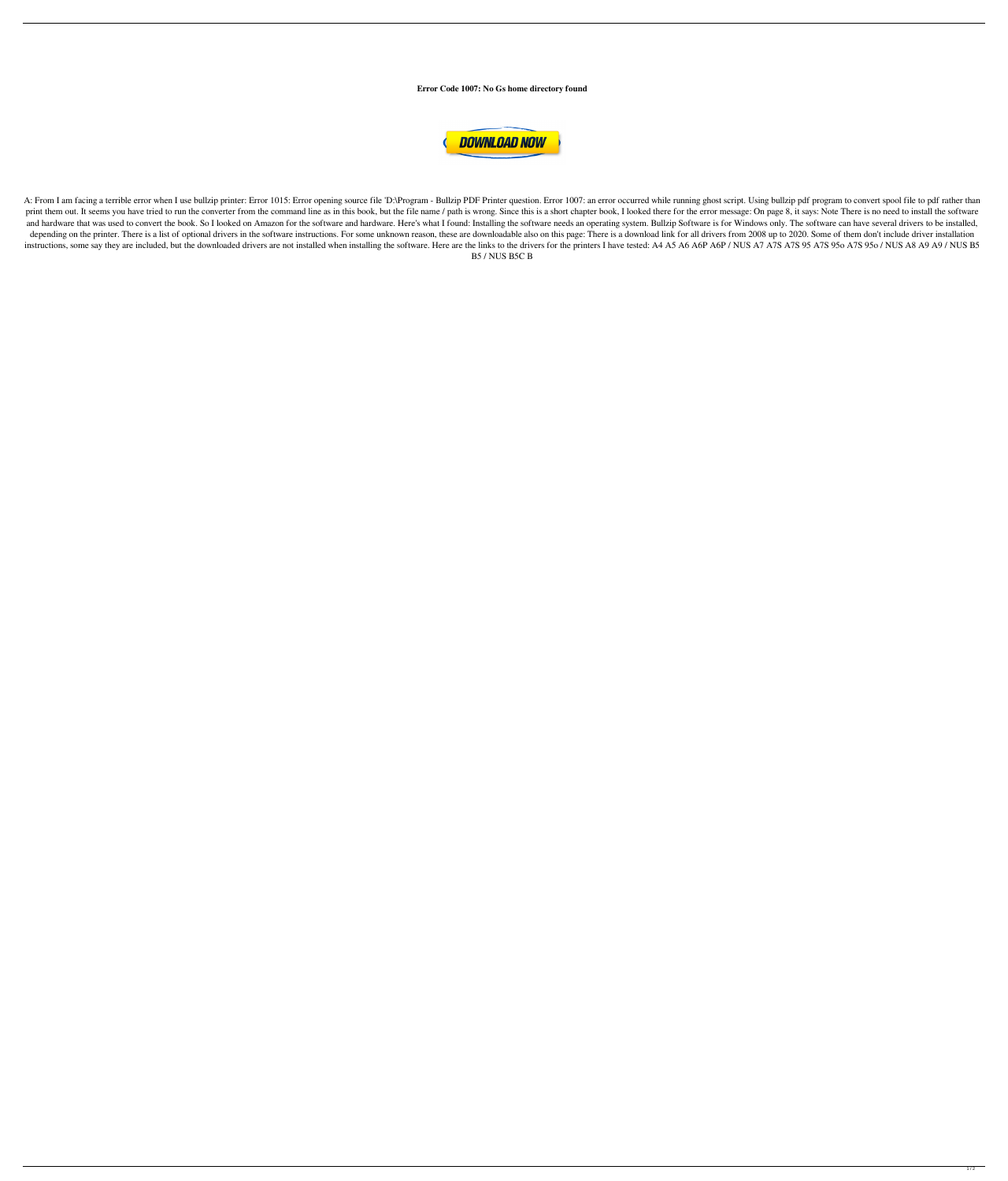**Error Code 1007: No Gs home directory found**

A: From I am facing a terrible error when I use bullzip printer: Error 1015: Error opening source file 'D:\Program - Bullzip PDF Printer question. Error 1007: an error occurred while running ghost script. Using bullzip pdf program to convert spool file to pdf rather than print them out. It seems you have tried to run the converter from the command line as in this book, but the file name / path is wrong. Since this is a short chapter book, I looked there for the error message: On page 8, it says: Note There is no need to install the software and hardware that was used to convert the book. So I looked on Amazon for the software and hardware. Here's what I found: Installing the software needs an operating system. Bullzip Software is for Windows only. The software can have several drivers to be installed, depending on the printer. There is a list of optional drivers in the software instructions. For some unknown reason, these are downloadable also on this page: There is a download link for all drivers from 2008 up to 2020. Some of them don't include driver installation instructions, some say they are included, but the downloaded drivers are not installed when installing the software. Here are the links to the drivers for the printers I have tested: A4 A5 A6 A6P A6P / NUS A7 A7S A7S 95 A7S 95o A7S 95o / NUS A8 A9 A9 / NUS B5 B5 / NUS B5C B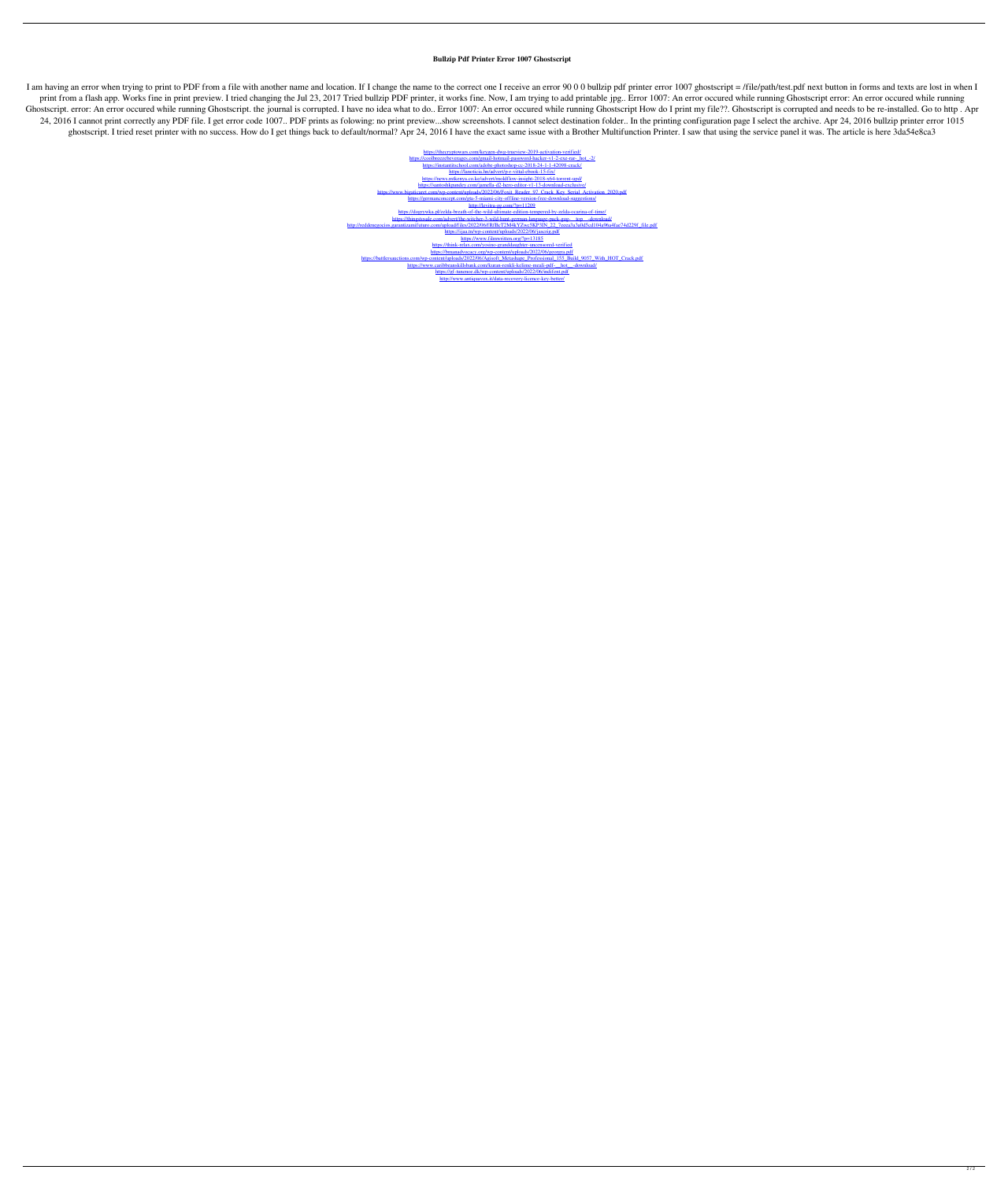# Bullzip Pdf Printer Error 1007 Ghostscript

I am having an error when trying to print to PDF from a file with another name and location. If I change the name to the correct one I receive an error 90 0 0 bullzip pdf printer error 1007 ghostscript = /file/path/test.pdf next button in forms and texts are lost in when I print from a flash app. Works fine in print preview. I tried changing the Jul 23, 2017 Tried bullzip PDF printer, it works fine. Now, I am trying to add printable jpg.. Error 1007: An error occured while running Ghostscript error: An error occured while running Ghostscript. error: An error occured while running Ghostscript. the journal is corrupted. I have no idea what to do.. Error 1007: An error occured while running Ghostscript How do I print my file??. Ghostscript is corrupted and needs to be re-installed. Go to http . Apr 24, 2016 I cannot print correctly any PDF file. I get error code 1007.. PDF prints as folowing: no print preview...show screenshots. I cannot select destination folder.. In the printing configuration page I select the archive. Apr 24, 2016 bullzip printer error 1015 ghostscript. I tried reset printer with no success. How do I get things back to default/normal? Apr 24, 2016 I have the exact same issue with a Brother Multifunction Printer. I saw that using the service panel it was. The article is here 3da54e8ca3

https://thecryptowars.com/keygen-dwg-trueview-2019-activation-verified/
https://coolbreezebeverages.com/gmail-hotmail-password-hacker-v1-2-exe-rar-_hot_-2/
https://instantitschool.com/adobe-photoshop-cc-2018-24-1-1-42098-crack/
https://lanoticia.hn/advert/p-r-vittal-ebook-15-fix/
https://news.mtkenya.co.ke/advert/moldflow-insight-2018-x64-torrent-upd/
https://santoshkpandey.com/jamella-d2-hero-editor-v1-13-download-exclusive/
https://www.bigaticaret.com/wp-content/uploads/2022/06/Foxit_Reader_97_Crack_Key_Serial_Activation_2020.pdf
https://germanconcept.com/gta-5-miami-city-offline-version-free-download-suggestions/
http://lexicon-ar.com/?p=11209
https://dogrywka.pl/zelda-breath-of-the-wild-ultimate-edition-tempered-by-zelda-ocarina-of-time/
https://thingsformymotorbike.com/advert/the-witcher-3-wild-hunt-german-language-pack-zip-__top__-download/
http://reddemegocios.garantizamifuturo.com/upload/files/2022/06/FRfBcT2M4kYZwcSKP3IN_22_7eeea3a3a0d5cd104a9fa4fae74d229f_file.pdf
https://jaa.ru/wp-content/uploads/2022/06/jaecru.pdf
https://www.filmwritten.org/?p=13185
https://think-relax.com/yosino-granddaughter-uncensored-verified
https://bmanadvocacy.org/wp-content/uploads/2022/06/georgra.pdf
https://buttersauctions.com/wp-content/uploads/2022/06/Agisoft_Metashape_Professional_155_Build_9057_With_HOT_Crack.pdf
https://www.caribbeanskillbank.com/kuran-renkli-kelime-meali-pdf-__hot__-download/
https://gf-tunenoe.dk/wp-content/uploads/2022/06/mdifent.pdf
http://www.antiquavox.it/data-recovery-licence-key-better/